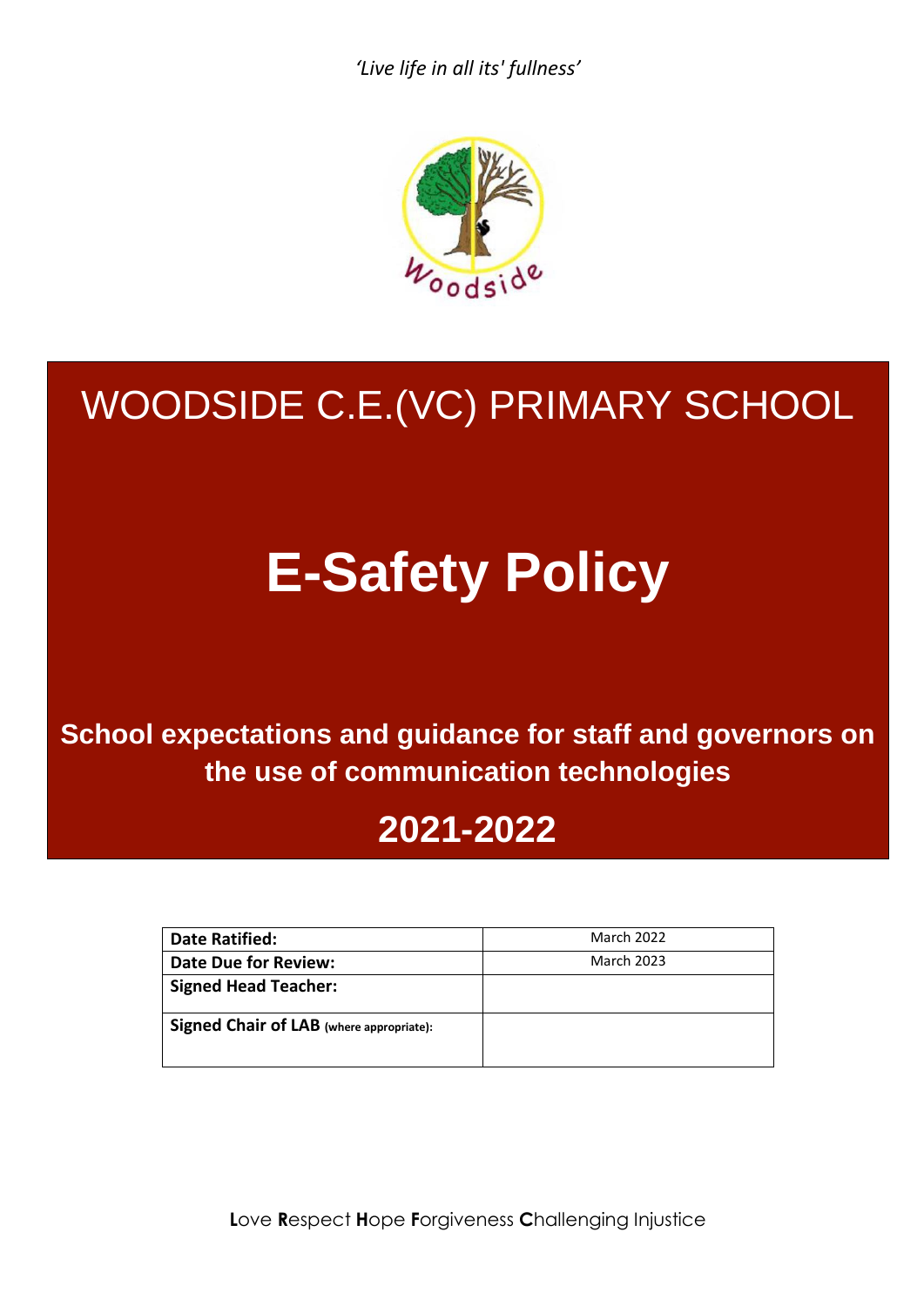*'Live life in all its' fullness'*

# WOODSIDE C.E.(VC) PRIMARY SCHOOL

# E-Safety Policy

**School expectations and guidance for staff and governors on the use of communication technologies**

## 2021-2022

| | |
|---|---|
| **Date Ratified:** | March 2022 |
| **Date Due for Review:** | March 2023 |
| **Signed Head Teacher:** | |
| **Signed Chair of LAB** (where appropriate): | |

**L**ove **R**espect **H**ope **F**orgiveness **C**hallenging Injustice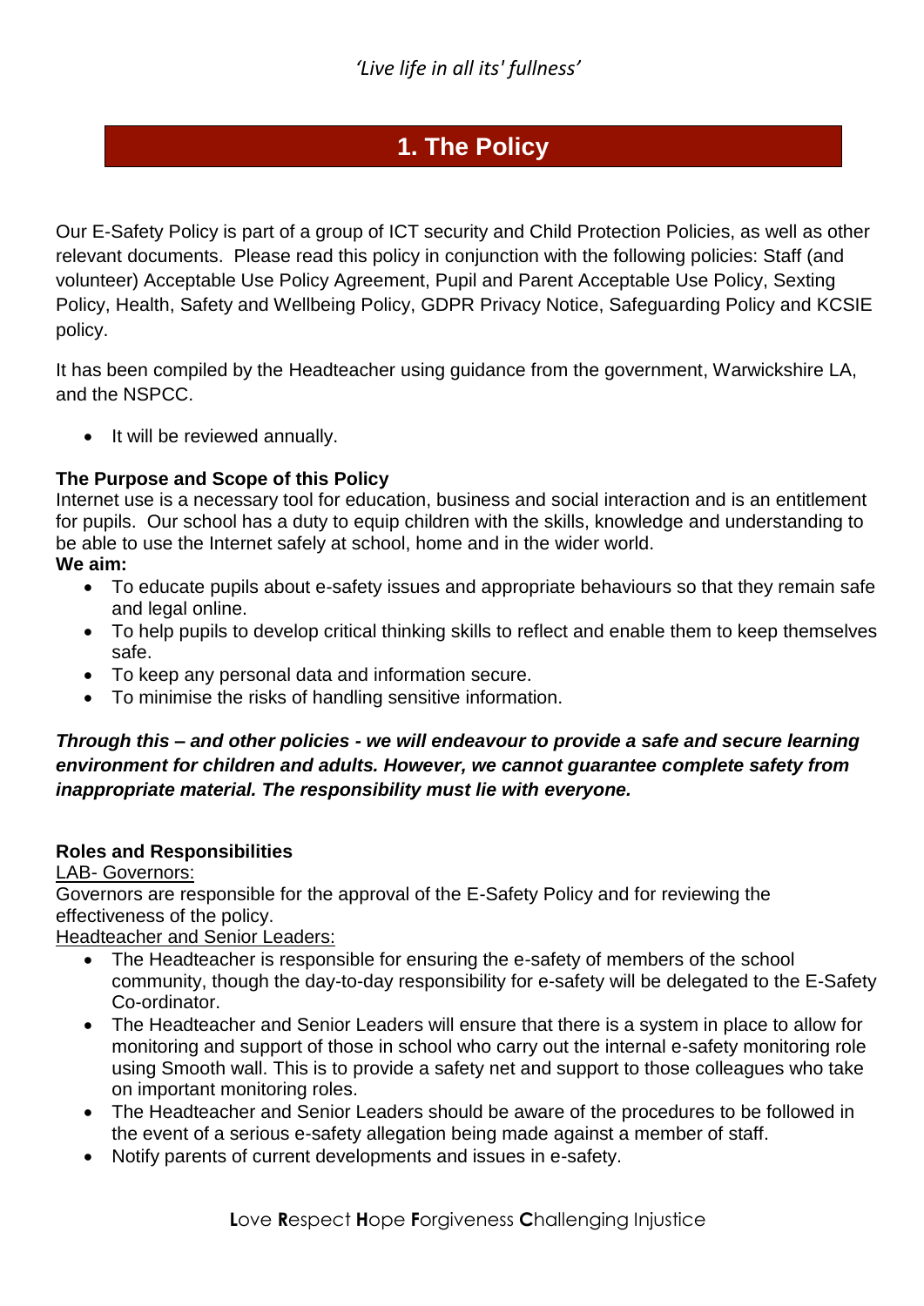## 1. The Policy

Our E-Safety Policy is part of a group of ICT security and Child Protection Policies, as well as other relevant documents. Please read this policy in conjunction with the following policies: Staff (and volunteer) Acceptable Use Policy Agreement, Pupil and Parent Acceptable Use Policy, Sexting Policy, Health, Safety and Wellbeing Policy, GDPR Privacy Notice, Safeguarding Policy and KCSIE policy.

It has been compiled by the Headteacher using guidance from the government, Warwickshire LA, and the NSPCC.

- It will be reviewed annually.

**The Purpose and Scope of this Policy**
Internet use is a necessary tool for education, business and social interaction and is an entitlement for pupils. Our school has a duty to equip children with the skills, knowledge and understanding to be able to use the Internet safely at school, home and in the wider world.
**We aim:**

- To educate pupils about e-safety issues and appropriate behaviours so that they remain safe and legal online.
- To help pupils to develop critical thinking skills to reflect and enable them to keep themselves safe.
- To keep any personal data and information secure.
- To minimise the risks of handling sensitive information.

***Through this – and other policies - we will endeavour to provide a safe and secure learning environment for children and adults. However, we cannot guarantee complete safety from inappropriate material. The responsibility must lie with everyone.***

**Roles and Responsibilities**

LAB- Governors:
Governors are responsible for the approval of the E-Safety Policy and for reviewing the effectiveness of the policy.

Headteacher and Senior Leaders:

- The Headteacher is responsible for ensuring the e-safety of members of the school community, though the day-to-day responsibility for e-safety will be delegated to the E-Safety Co-ordinator.
- The Headteacher and Senior Leaders will ensure that there is a system in place to allow for monitoring and support of those in school who carry out the internal e-safety monitoring role using Smooth wall. This is to provide a safety net and support to those colleagues who take on important monitoring roles.
- The Headteacher and Senior Leaders should be aware of the procedures to be followed in the event of a serious e-safety allegation being made against a member of staff.
- Notify parents of current developments and issues in e-safety.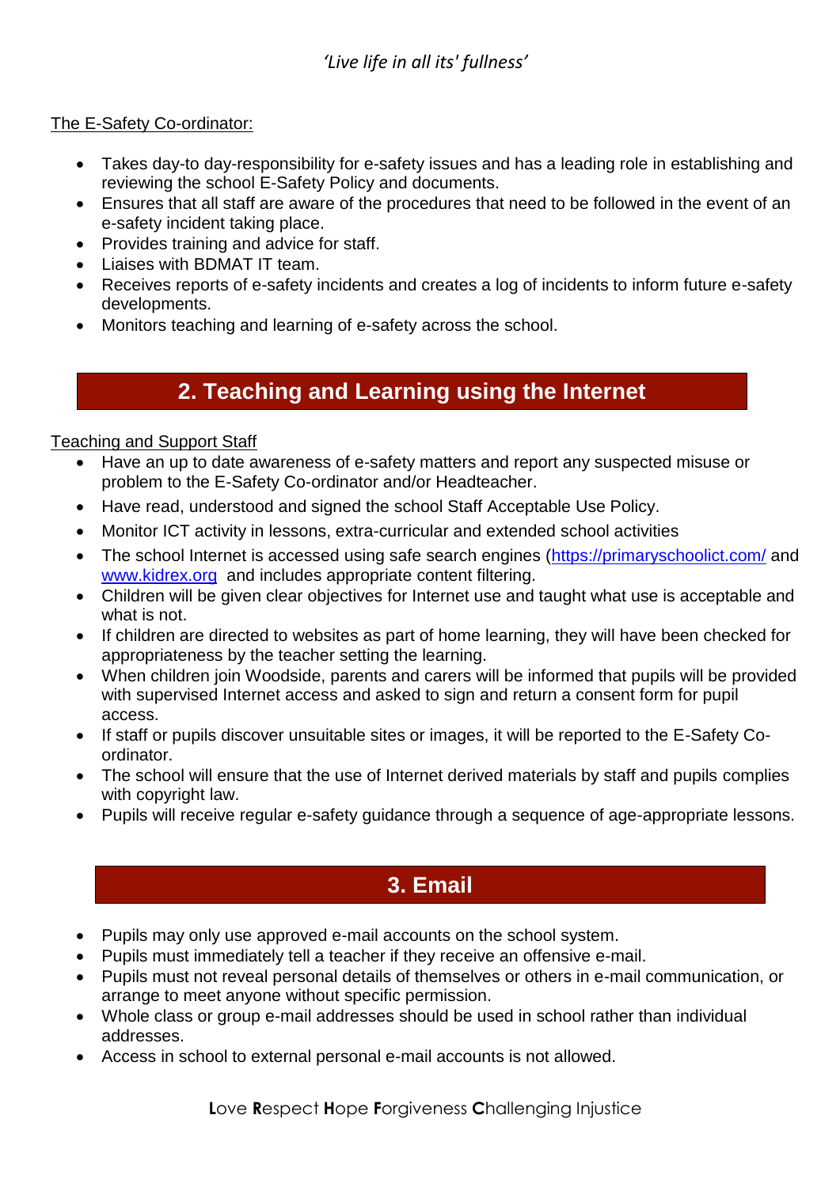The E-Safety Co-ordinator:

- Takes day-to day-responsibility for e-safety issues and has a leading role in establishing and reviewing the school E-Safety Policy and documents.
- Ensures that all staff are aware of the procedures that need to be followed in the event of an e-safety incident taking place.
- Provides training and advice for staff.
- Liaises with BDMAT IT team.
- Receives reports of e-safety incidents and creates a log of incidents to inform future e-safety developments.
- Monitors teaching and learning of e-safety across the school.

## 2. Teaching and Learning using the Internet

Teaching and Support Staff

- Have an up to date awareness of e-safety matters and report any suspected misuse or problem to the E-Safety Co-ordinator and/or Headteacher.
- Have read, understood and signed the school Staff Acceptable Use Policy.
- Monitor ICT activity in lessons, extra-curricular and extended school activities
- The school Internet is accessed using safe search engines (https://primaryschoolict.com/ and www.kidrex.org and includes appropriate content filtering.
- Children will be given clear objectives for Internet use and taught what use is acceptable and what is not.
- If children are directed to websites as part of home learning, they will have been checked for appropriateness by the teacher setting the learning.
- When children join Woodside, parents and carers will be informed that pupils will be provided with supervised Internet access and asked to sign and return a consent form for pupil access.
- If staff or pupils discover unsuitable sites or images, it will be reported to the E-Safety Co-ordinator.
- The school will ensure that the use of Internet derived materials by staff and pupils complies with copyright law.
- Pupils will receive regular e-safety guidance through a sequence of age-appropriate lessons.

## 3. Email

- Pupils may only use approved e-mail accounts on the school system.
- Pupils must immediately tell a teacher if they receive an offensive e-mail.
- Pupils must not reveal personal details of themselves or others in e-mail communication, or arrange to meet anyone without specific permission.
- Whole class or group e-mail addresses should be used in school rather than individual addresses.
- Access in school to external personal e-mail accounts is not allowed.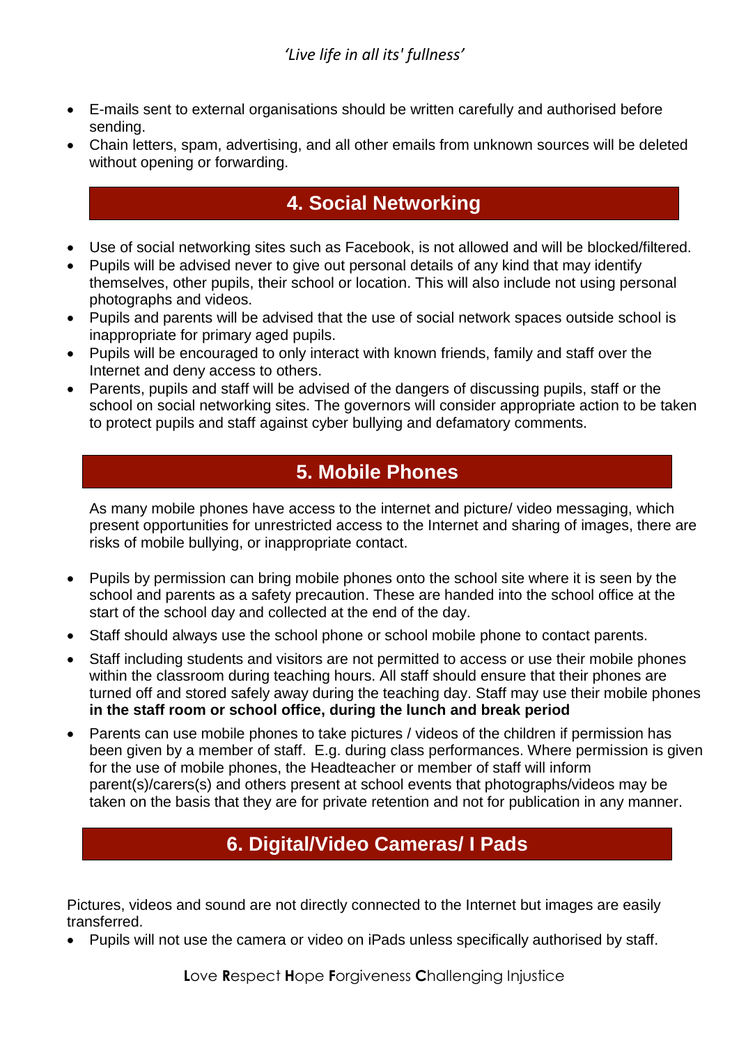- E-mails sent to external organisations should be written carefully and authorised before sending.
- Chain letters, spam, advertising, and all other emails from unknown sources will be deleted without opening or forwarding.

## 4. Social Networking

- Use of social networking sites such as Facebook, is not allowed and will be blocked/filtered.
- Pupils will be advised never to give out personal details of any kind that may identify themselves, other pupils, their school or location. This will also include not using personal photographs and videos.
- Pupils and parents will be advised that the use of social network spaces outside school is inappropriate for primary aged pupils.
- Pupils will be encouraged to only interact with known friends, family and staff over the Internet and deny access to others.
- Parents, pupils and staff will be advised of the dangers of discussing pupils, staff or the school on social networking sites. The governors will consider appropriate action to be taken to protect pupils and staff against cyber bullying and defamatory comments.

## 5. Mobile Phones

As many mobile phones have access to the internet and picture/ video messaging, which present opportunities for unrestricted access to the Internet and sharing of images, there are risks of mobile bullying, or inappropriate contact.

- Pupils by permission can bring mobile phones onto the school site where it is seen by the school and parents as a safety precaution. These are handed into the school office at the start of the school day and collected at the end of the day.
- Staff should always use the school phone or school mobile phone to contact parents.
- Staff including students and visitors are not permitted to access or use their mobile phones within the classroom during teaching hours. All staff should ensure that their phones are turned off and stored safely away during the teaching day. Staff may use their mobile phones **in the staff room or school office, during the lunch and break period**
- Parents can use mobile phones to take pictures / videos of the children if permission has been given by a member of staff. E.g. during class performances. Where permission is given for the use of mobile phones, the Headteacher or member of staff will inform parent(s)/carers(s) and others present at school events that photographs/videos may be taken on the basis that they are for private retention and not for publication in any manner.

## 6. Digital/Video Cameras/ I Pads

Pictures, videos and sound are not directly connected to the Internet but images are easily transferred.

- Pupils will not use the camera or video on iPads unless specifically authorised by staff.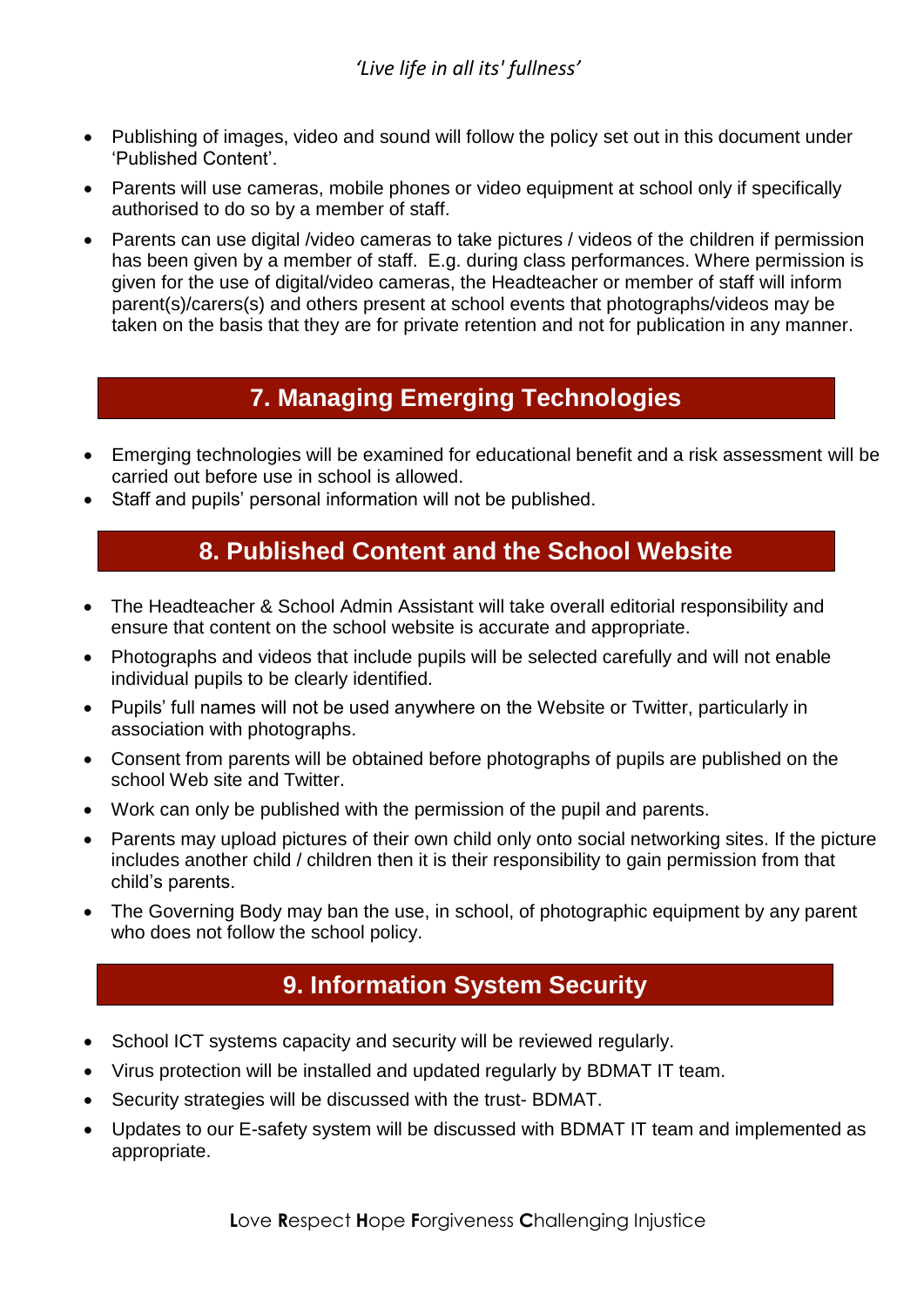- Publishing of images, video and sound will follow the policy set out in this document under 'Published Content'.
- Parents will use cameras, mobile phones or video equipment at school only if specifically authorised to do so by a member of staff.
- Parents can use digital /video cameras to take pictures / videos of the children if permission has been given by a member of staff. E.g. during class performances. Where permission is given for the use of digital/video cameras, the Headteacher or member of staff will inform parent(s)/carers(s) and others present at school events that photographs/videos may be taken on the basis that they are for private retention and not for publication in any manner.

## 7. Managing Emerging Technologies

- Emerging technologies will be examined for educational benefit and a risk assessment will be carried out before use in school is allowed.
- Staff and pupils' personal information will not be published.

## 8. Published Content and the School Website

- The Headteacher & School Admin Assistant will take overall editorial responsibility and ensure that content on the school website is accurate and appropriate.
- Photographs and videos that include pupils will be selected carefully and will not enable individual pupils to be clearly identified.
- Pupils' full names will not be used anywhere on the Website or Twitter, particularly in association with photographs.
- Consent from parents will be obtained before photographs of pupils are published on the school Web site and Twitter.
- Work can only be published with the permission of the pupil and parents.
- Parents may upload pictures of their own child only onto social networking sites. If the picture includes another child / children then it is their responsibility to gain permission from that child's parents.
- The Governing Body may ban the use, in school, of photographic equipment by any parent who does not follow the school policy.

## 9. Information System Security

- School ICT systems capacity and security will be reviewed regularly.
- Virus protection will be installed and updated regularly by BDMAT IT team.
- Security strategies will be discussed with the trust- BDMAT.
- Updates to our E-safety system will be discussed with BDMAT IT team and implemented as appropriate.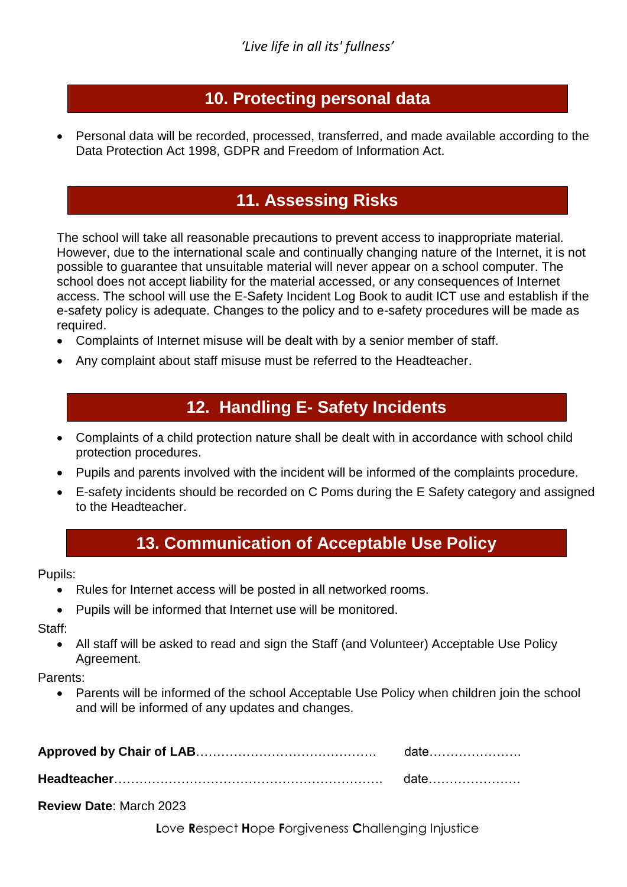## 10. Protecting personal data

- Personal data will be recorded, processed, transferred, and made available according to the Data Protection Act 1998, GDPR and Freedom of Information Act.

## 11. Assessing Risks

The school will take all reasonable precautions to prevent access to inappropriate material. However, due to the international scale and continually changing nature of the Internet, it is not possible to guarantee that unsuitable material will never appear on a school computer. The school does not accept liability for the material accessed, or any consequences of Internet access. The school will use the E-Safety Incident Log Book to audit ICT use and establish if the e-safety policy is adequate. Changes to the policy and to e-safety procedures will be made as required.

- Complaints of Internet misuse will be dealt with by a senior member of staff.
- Any complaint about staff misuse must be referred to the Headteacher.

## 12. Handling E- Safety Incidents

- Complaints of a child protection nature shall be dealt with in accordance with school child protection procedures.
- Pupils and parents involved with the incident will be informed of the complaints procedure.
- E-safety incidents should be recorded on C Poms during the E Safety category and assigned to the Headteacher.

## 13. Communication of Acceptable Use Policy

Pupils:

- Rules for Internet access will be posted in all networked rooms.
- Pupils will be informed that Internet use will be monitored.

Staff:

- All staff will be asked to read and sign the Staff (and Volunteer) Acceptable Use Policy Agreement.

Parents:

- Parents will be informed of the school Acceptable Use Policy when children join the school and will be informed of any updates and changes.

**Approved by Chair of LAB**…………………………………… date…………………

**Headteacher**……………………………………………………… date…………………

**Review Date**: March 2023